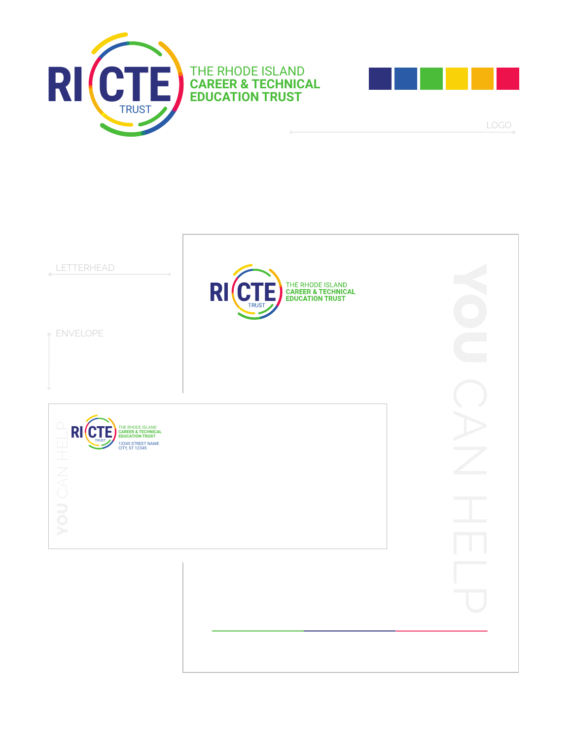RI CTE TRUST

THE RHODE ISLAND
**CAREER & TECHNICAL**
**EDUCATION TRUST**

LOGO

LETTERHEAD

RI CTE TRUST

THE RHODE ISLAND
**CAREER & TECHNICAL**
**EDUCATION TRUST**

**YOU** CAN HELP

ENVELOPE

RI CTE TRUST

THE RHODE ISLAND
**CAREER & TECHNICAL**
**EDUCATION TRUST**

12345 STREET NAME
CITY, ST 12345

**YOU** CAN HELP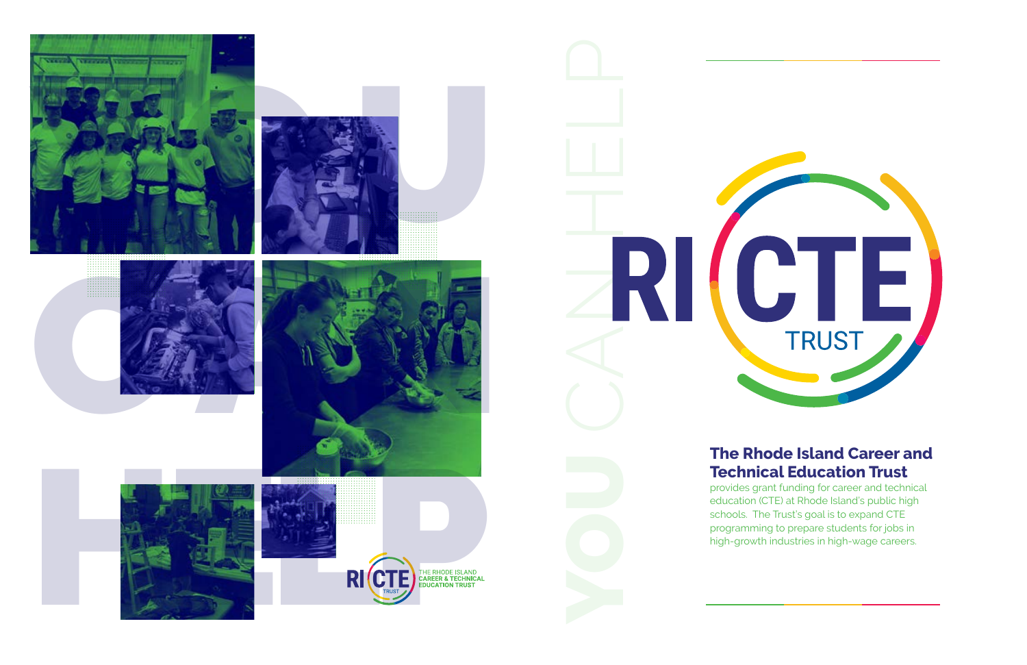**YOU CAN HELP**

RI CTE TRUST

## The Rhode Island Career and Technical Education Trust

provides grant funding for career and technical education (CTE) at Rhode Island's public high schools. The Trust's goal is to expand CTE programming to prepare students for jobs in high-growth industries in high-wage careers.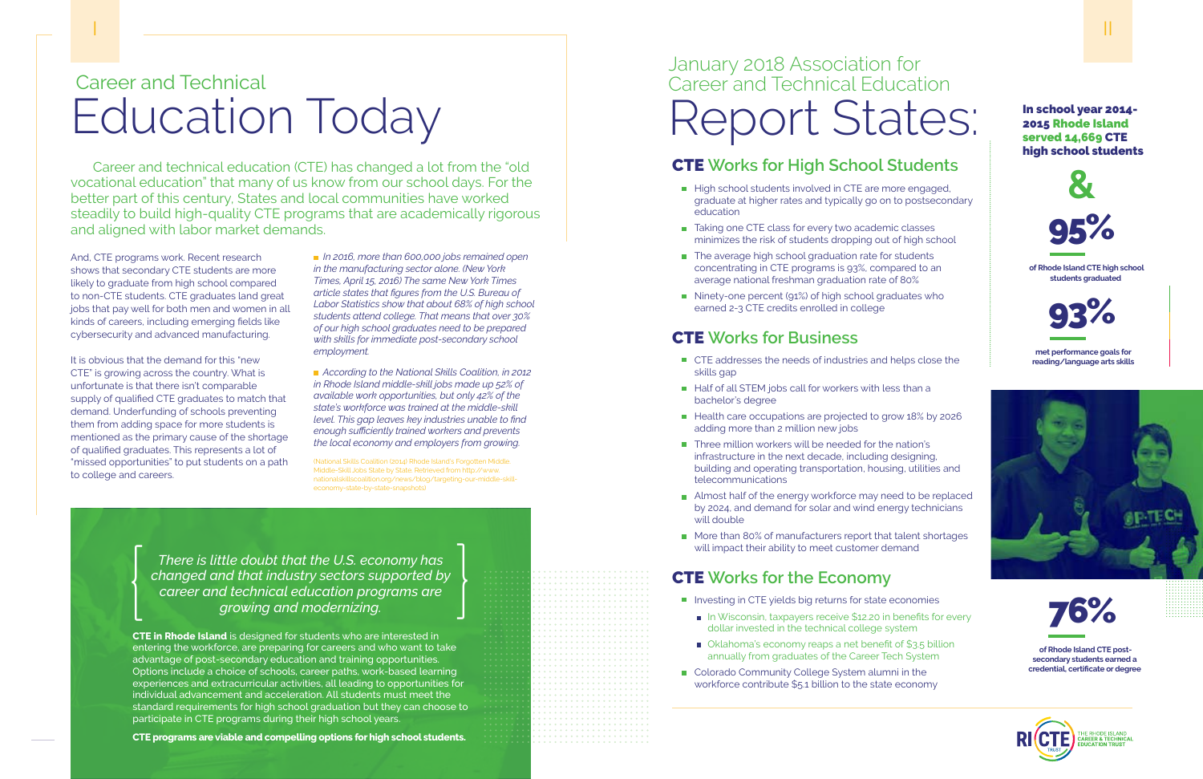# Career and Technical Education Today

Career and technical education (CTE) has changed a lot from the "old vocational education" that many of us know from our school days. For the better part of this century, States and local communities have worked steadily to build high-quality CTE programs that are academically rigorous and aligned with labor market demands.

And, CTE programs work. Recent research shows that secondary CTE students are more likely to graduate from high school compared to non-CTE students. CTE graduates land great jobs that pay well for both men and women in all kinds of careers, including emerging fields like cybersecurity and advanced manufacturing.

It is obvious that the demand for this "new CTE" is growing across the country. What is unfortunate is that there isn't comparable supply of qualified CTE graduates to match that demand. Underfunding of schools preventing them from adding space for more students is mentioned as the primary cause of the shortage of qualified graduates. This represents a lot of "missed opportunities" to put students on a path to college and careers.

- *In 2016, more than 600,000 jobs remained open in the manufacturing sector alone. (New York Times, April 15, 2016) The same New York Times article states that figures from the U.S. Bureau of Labor Statistics show that about 68% of high school students attend college. That means that over 30% of our high school graduates need to be prepared with skills for immediate post-secondary school employment.*

- *According to the National Skills Coalition, in 2012 in Rhode Island middle-skill jobs made up 52% of available work opportunities, but only 42% of the state's workforce was trained at the middle-skill level. This gap leaves key industries unable to find enough sufficiently trained workers and prevents the local economy and employers from growing.*

(National Skills Coalition (2014) Rhode Island's Forgotten Middle. Middle-Skill Jobs State by State. Retrieved from http://www.nationalskillscoalition.org/news/blog/targeting-our-middle-skill-economy-state-by-state-snapshots)

> *There is little doubt that the U.S. economy has changed and that industry sectors supported by career and technical education programs are growing and modernizing.*

**CTE in Rhode Island** is designed for students who are interested in entering the workforce, are preparing for careers and who want to take advantage of post-secondary education and training opportunities. Options include a choice of schools, career paths, work-based learning experiences and extracurricular activities, all leading to opportunities for individual advancement and acceleration. All students must meet the standard requirements for high school graduation but they can choose to participate in CTE programs during their high school years.

**CTE programs are viable and compelling options for high school students.**

# January 2018 Association for Career and Technical Education Report States:

## CTE Works for High School Students

- High school students involved in CTE are more engaged, graduate at higher rates and typically go on to postsecondary education
- Taking one CTE class for every two academic classes minimizes the risk of students dropping out of high school
- The average high school graduation rate for students concentrating in CTE programs is 93%, compared to an average national freshman graduation rate of 80%
- Ninety-one percent (91%) of high school graduates who earned 2-3 CTE credits enrolled in college

## CTE Works for Business

- CTE addresses the needs of industries and helps close the skills gap
- Half of all STEM jobs call for workers with less than a bachelor's degree
- Health care occupations are projected to grow 18% by 2026 adding more than 2 million new jobs
- Three million workers will be needed for the nation's infrastructure in the next decade, including designing, building and operating transportation, housing, utilities and telecommunications
- Almost half of the energy workforce may need to be replaced by 2024, and demand for solar and wind energy technicians will double
- More than 80% of manufacturers report that talent shortages will impact their ability to meet customer demand

## CTE Works for the Economy

- Investing in CTE yields big returns for state economies
  - In Wisconsin, taxpayers receive $12.20 in benefits for every dollar invested in the technical college system
  - Oklahoma's economy reaps a net benefit of $3.5 billion annually from graduates of the Career Tech System
- Colorado Community College System alumni in the workforce contribute $5.1 billion to the state economy

**In school year 2014-2015 Rhode Island served 14,669 CTE high school students**

**&**

**95%**

**of Rhode Island CTE high school students graduated**

**93%**

**met performance goals for reading/language arts skills**

**76%**

**of Rhode Island CTE post-secondary students earned a credential, certificate or degree**

RI CTE — The Rhode Island Career & Technical Education Trust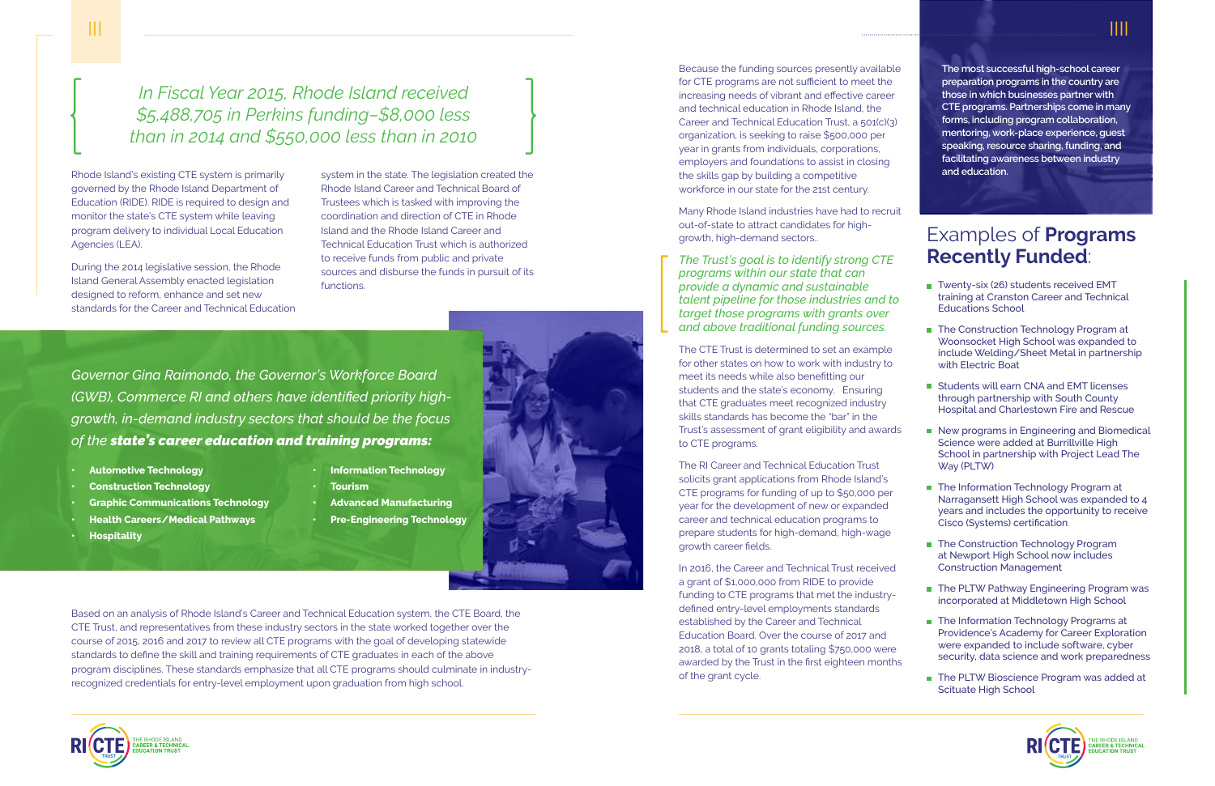*In Fiscal Year 2015, Rhode Island received $5,488,705 in Perkins funding–$8,000 less than in 2014 and $550,000 less than in 2010*

Rhode Island's existing CTE system is primarily governed by the Rhode Island Department of Education (RIDE). RIDE is required to design and monitor the state's CTE system while leaving program delivery to individual Local Education Agencies (LEA).

During the 2014 legislative session, the Rhode Island General Assembly enacted legislation designed to reform, enhance and set new standards for the Career and Technical Education system in the state. The legislation created the Rhode Island Career and Technical Board of Trustees which is tasked with improving the coordination and direction of CTE in Rhode Island and the Rhode Island Career and Technical Education Trust which is authorized to receive funds from public and private sources and disburse the funds in pursuit of its functions.

*Governor Gina Raimondo, the Governor's Workforce Board (GWB), Commerce RI and others have identified priority high-growth, in-demand industry sectors that should be the focus of the* ***state's career education and training programs:***

- **Automotive Technology**
- **Construction Technology**
- **Graphic Communications Technology**
- **Health Careers/Medical Pathways**
- **Hospitality**
- **Information Technology**
- **Tourism**
- **Advanced Manufacturing**
- **Pre-Engineering Technology**

Based on an analysis of Rhode Island's Career and Technical Education system, the CTE Board, the CTE Trust, and representatives from these industry sectors in the state worked together over the course of 2015, 2016 and 2017 to review all CTE programs with the goal of developing statewide standards to define the skill and training requirements of CTE graduates in each of the above program disciplines. These standards emphasize that all CTE programs should culminate in industry-recognized credentials for entry-level employment upon graduation from high school.

Because the funding sources presently available for CTE programs are not sufficient to meet the increasing needs of vibrant and effective career and technical education in Rhode Island, the Career and Technical Education Trust, a 501(c)(3) organization, is seeking to raise $500,000 per year in grants from individuals, corporations, employers and foundations to assist in closing the skills gap by building a competitive workforce in our state for the 21st century.

Many Rhode Island industries have had to recruit out-of-state to attract candidates for high-growth, high-demand sectors..

*The Trust's goal is to identify strong CTE programs within our state that can provide a dynamic and sustainable talent pipeline for those industries and to target those programs with grants over and above traditional funding sources.*

The CTE Trust is determined to set an example for other states on how to work with industry to meet its needs while also benefitting our students and the state's economy. Ensuring that CTE graduates meet recognized industry skills standards has become the "bar" in the Trust's assessment of grant eligibility and awards to CTE programs.

The RI Career and Technical Education Trust solicits grant applications from Rhode Island's CTE programs for funding of up to $50,000 per year for the development of new or expanded career and technical education programs to prepare students for high-demand, high-wage growth career fields.

In 2016, the Career and Technical Trust received a grant of $1,000,000 from RIDE to provide funding to CTE programs that met the industry-defined entry-level employments standards established by the Career and Technical Education Board. Over the course of 2017 and 2018, a total of 10 grants totaling $750,000 were awarded by the Trust in the first eighteen months of the grant cycle.

**The most successful high-school career preparation programs in the country are those in which businesses partner with CTE programs. Partnerships come in many forms, including program collaboration, mentoring, work-place experience, guest speaking, resource sharing, funding, and facilitating awareness between industry and education.**

## Examples of **Programs Recently Funded**:

- Twenty-six (26) students received EMT training at Cranston Career and Technical Educations School
- The Construction Technology Program at Woonsocket High School was expanded to include Welding/Sheet Metal in partnership with Electric Boat
- Students will earn CNA and EMT licenses through partnership with South County Hospital and Charlestown Fire and Rescue
- New programs in Engineering and Biomedical Science were added at Burrillville High School in partnership with Project Lead The Way (PLTW)
- The Information Technology Program at Narragansett High School was expanded to 4 years and includes the opportunity to receive Cisco (Systems) certification
- The Construction Technology Program at Newport High School now includes Construction Management
- The PLTW Pathway Engineering Program was incorporated at Middletown High School
- The Information Technology Programs at Providence's Academy for Career Exploration were expanded to include software, cyber security, data science and work preparedness
- The PLTW Bioscience Program was added at Scituate High School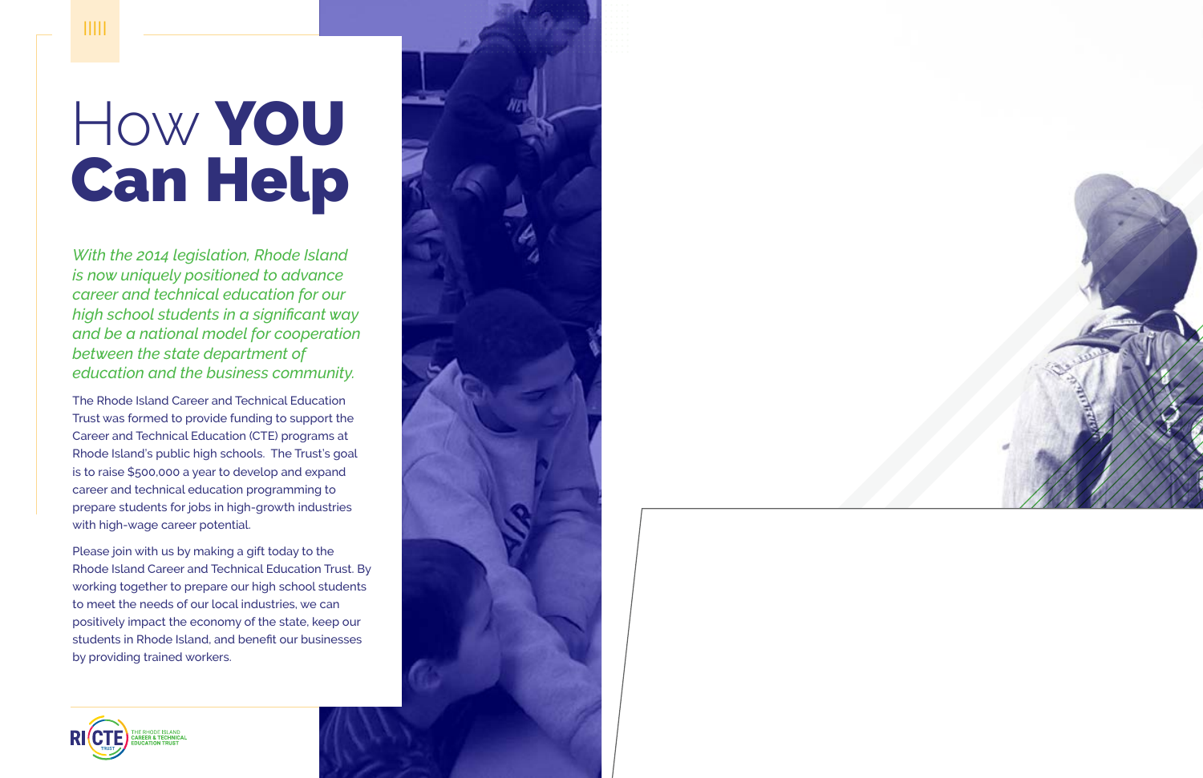# How **YOU Can Help**

*With the 2014 legislation, Rhode Island is now uniquely positioned to advance career and technical education for our high school students in a significant way and be a national model for cooperation between the state department of education and the business community.*

The Rhode Island Career and Technical Education Trust was formed to provide funding to support the Career and Technical Education (CTE) programs at Rhode Island's public high schools. The Trust's goal is to raise $500,000 a year to develop and expand career and technical education programming to prepare students for jobs in high-growth industries with high-wage career potential.

Please join with us by making a gift today to the Rhode Island Career and Technical Education Trust. By working together to prepare our high school students to meet the needs of our local industries, we can positively impact the economy of the state, keep our students in Rhode Island, and benefit our businesses by providing trained workers.

RI CTE TRUST — THE RHODE ISLAND CAREER & TECHNICAL EDUCATION TRUST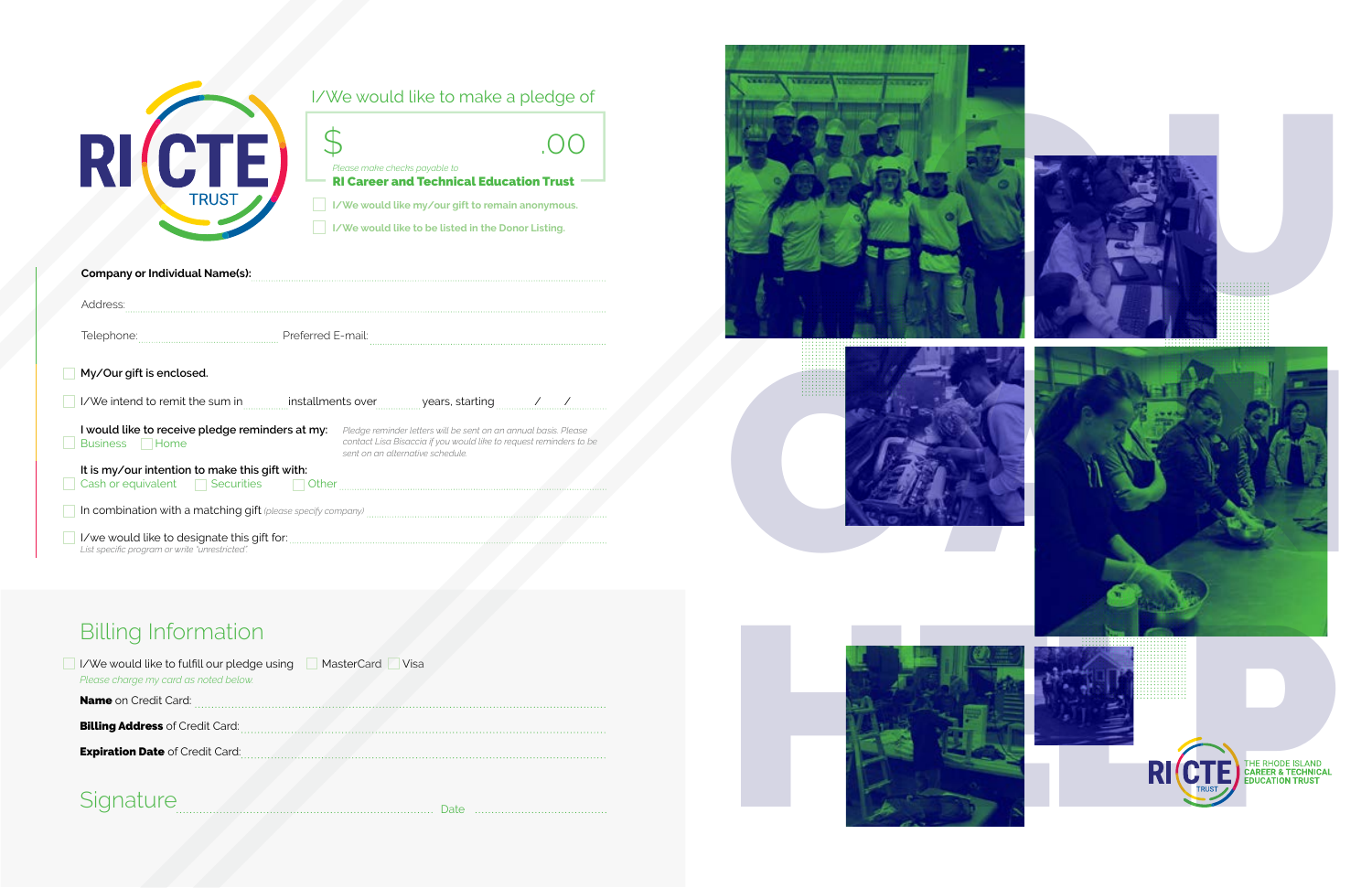RI CTE TRUST

## I/We would like to make a pledge of

$ .00

*Please make checks payable to*
**RI Career and Technical Education Trust**

- [ ] I/We would like my/our gift to remain anonymous.
- [ ] I/We would like to be listed in the Donor Listing.

**Company or Individual Name(s):** ..................................................

Address: ..................................................

Telephone: .................... Preferred E-mail: ....................

- [ ] My/Our gift is enclosed.
- [ ] I/We intend to remit the sum in ........ installments over ........ years, starting ..... / ..... / .....

I would like to receive pledge reminders at my:
- [ ] Business
- [ ] Home

*Pledge reminder letters will be sent on an annual basis. Please contact Lisa Bisaccia if you would like to request reminders to be sent on an alternative schedule.*

It is my/our intention to make this gift with:
- [ ] Cash or equivalent
- [ ] Securities
- [ ] Other ....................

- [ ] In combination with a matching gift *(please specify company)* ....................
- [ ] I/we would like to designate this gift for: ....................
  *List specific program or write "unrestricted".*

## Billing Information

- [ ] I/We would like to fulfill our pledge using
  - [ ] MasterCard
  - [ ] Visa

*Please charge my card as noted below.*

**Name** on Credit Card: ....................

**Billing Address** of Credit Card: ....................

**Expiration Date** of Credit Card: ....................

Signature .................................... Date ....................

RI CTE TRUST
THE RHODE ISLAND CAREER & TECHNICAL EDUCATION TRUST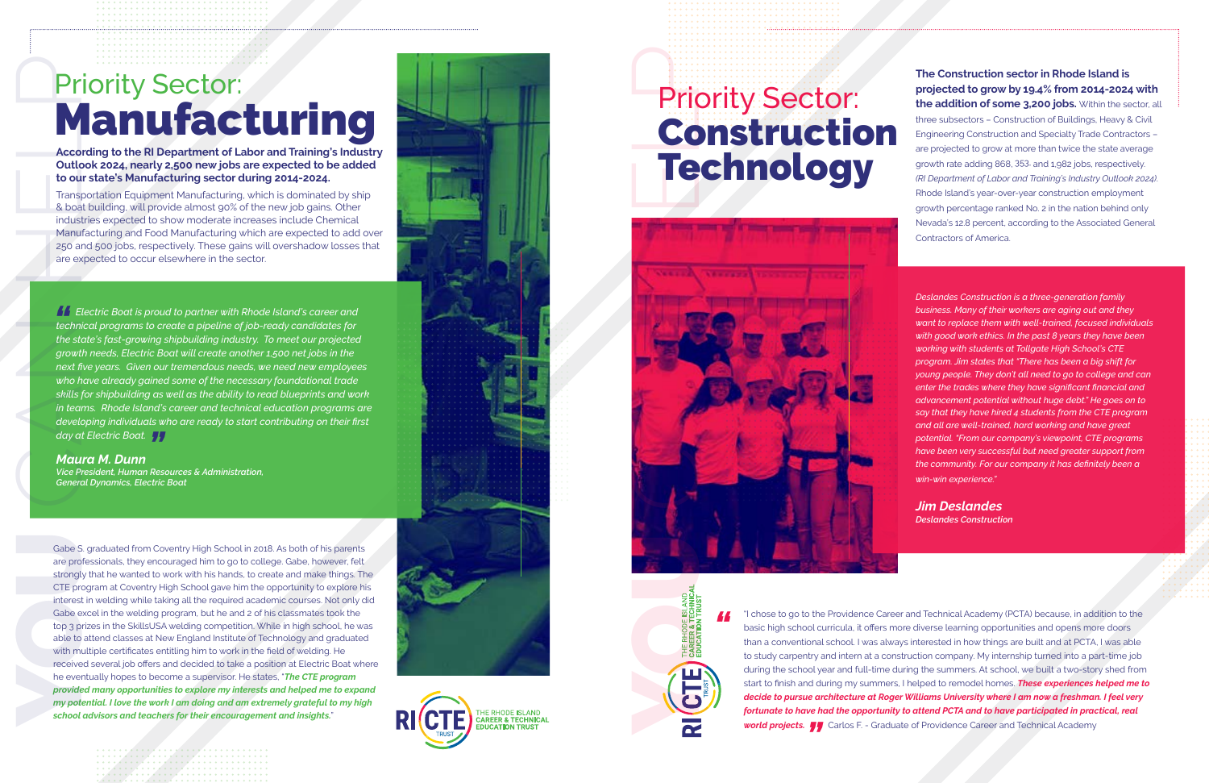# Priority Sector: Manufacturing

**According to the RI Department of Labor and Training's Industry Outlook 2024, nearly 2,500 new jobs are expected to be added to our state's Manufacturing sector during 2014-2024.**

Transportation Equipment Manufacturing, which is dominated by ship & boat building, will provide almost 90% of the new job gains. Other industries expected to show moderate increases include Chemical Manufacturing and Food Manufacturing which are expected to add over 250 and 500 jobs, respectively. These gains will overshadow losses that are expected to occur elsewhere in the sector.

> *"Electric Boat is proud to partner with Rhode Island's career and technical programs to create a pipeline of job-ready candidates for the state's fast-growing shipbuilding industry. To meet our projected growth needs, Electric Boat will create another 1,500 net jobs in the next five years. Given our tremendous needs, we need new employees who have already gained some of the necessary foundational trade skills for shipbuilding as well as the ability to read blueprints and work in teams. Rhode Island's career and technical education programs are developing individuals who are ready to start contributing on their first day at Electric Boat."*
>
> ***Maura M. Dunn***
> *Vice President, Human Resources & Administration, General Dynamics, Electric Boat*

Gabe S. graduated from Coventry High School in 2018. As both of his parents are professionals, they encouraged him to go to college. Gabe, however, felt strongly that he wanted to work with his hands, to create and make things. The CTE program at Coventry High School gave him the opportunity to explore his interest in welding while taking all the required academic courses. Not only did Gabe excel in the welding program, but he and 2 of his classmates took the top 3 prizes in the SkillsUSA welding competition. While in high school, he was able to attend classes at New England Institute of Technology and graduated with multiple certificates entitling him to work in the field of welding. He received several job offers and decided to take a position at Electric Boat where he eventually hopes to become a supervisor. He states, "***The CTE program provided many opportunities to explore my interests and helped me to expand my potential. I love the work I am doing and am extremely grateful to my high school advisors and teachers for their encouragement and insights.***"

THE RHODE ISLAND CAREER & TECHNICAL EDUCATION TRUST

# Priority Sector: Construction Technology

**The Construction sector in Rhode Island is projected to grow by 19.4% from 2014-2024 with the addition of some 3,200 jobs.** Within the sector, all three subsectors – Construction of Buildings, Heavy & Civil Engineering Construction and Specialty Trade Contractors – are projected to grow at more than twice the state average growth rate adding 868, 353, and 1,982 jobs, respectively. *(RI Department of Labor and Training's Industry Outlook 2024).* Rhode Island's year-over-year construction employment growth percentage ranked No. 2 in the nation behind only Nevada's 12.8 percent, according to the Associated General Contractors of America.

> *Deslandes Construction is a three-generation family business. Many of their workers are aging out and they want to replace them with well-trained, focused individuals with good work ethics. In the past 8 years they have been working with students at Tollgate High School's CTE program. Jim states that "There has been a big shift for young people. They don't all need to go to college and can enter the trades where they have significant financial and advancement potential without huge debt." He goes on to say that they have hired 4 students from the CTE program and all are well-trained, hard working and have great potential. "From our company's viewpoint, CTE programs have been very successful but need greater support from the community. For our company it has definitely been a win-win experience."*
>
> ***Jim Deslandes***
> *Deslandes Construction*

"I chose to go to the Providence Career and Technical Academy (PCTA) because, in addition to the basic high school curricula, it offers more diverse learning opportunities and opens more doors than a conventional school. I was always interested in how things are built and at PCTA, I was able to study carpentry and intern at a construction company. My internship turned into a part-time job during the school year and full-time during the summers. At school, we built a two-story shed from start to finish and during my summers, I helped to remodel homes. ***These experiences helped me to decide to pursue architecture at Roger Williams University where I am now a freshman. I feel very fortunate to have had the opportunity to attend PCTA and to have participated in practical, real world projects.***" Carlos F. - Graduate of Providence Career and Technical Academy

THE RHODE ISLAND CAREER & TECHNICAL EDUCATION TRUST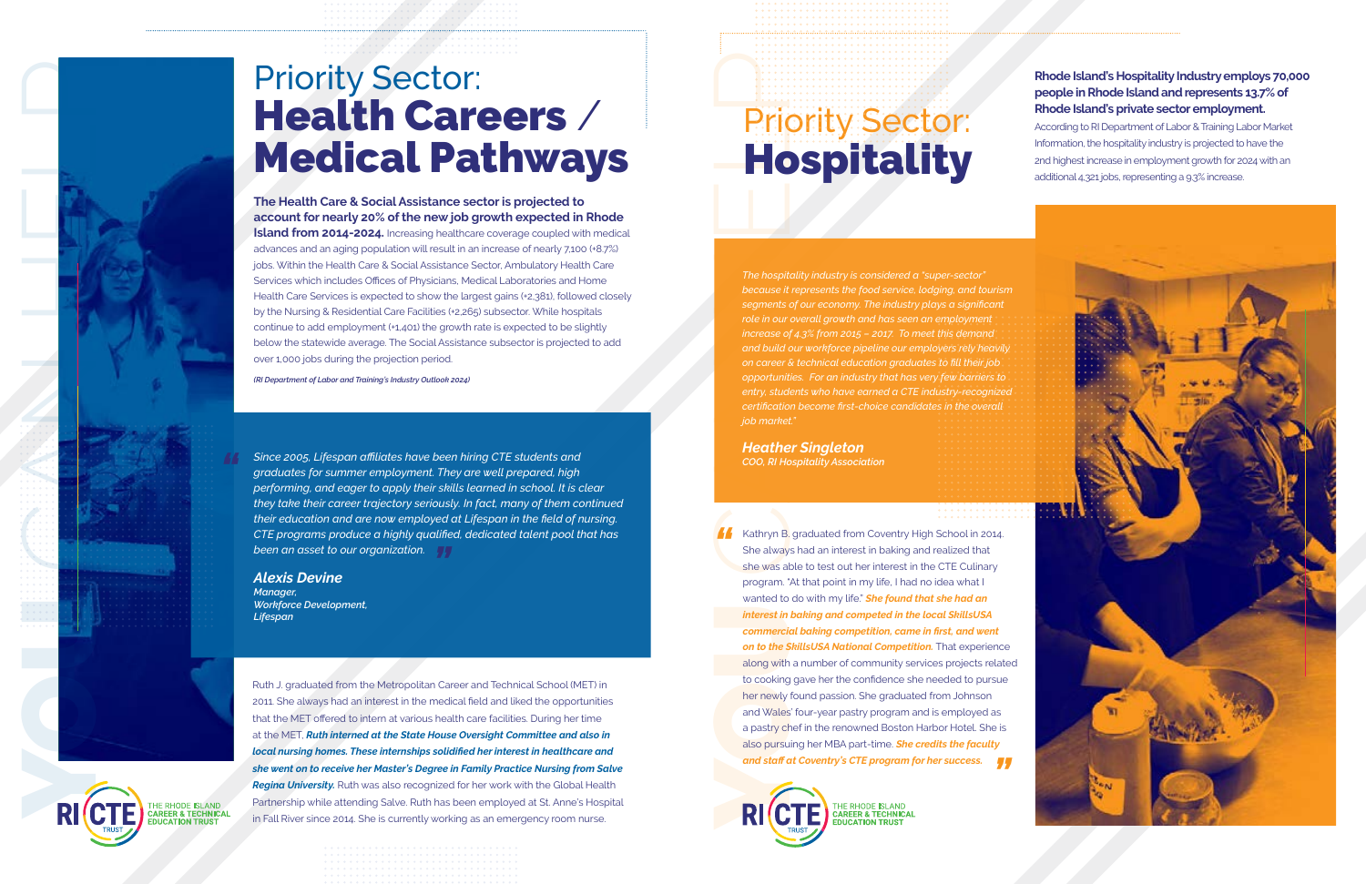# Priority Sector: Health Careers / Medical Pathways

**The Health Care & Social Assistance sector is projected to account for nearly 20% of the new job growth expected in Rhode Island from 2014-2024.** Increasing healthcare coverage coupled with medical advances and an aging population will result in an increase of nearly 7,100 (+8.7%) jobs. Within the Health Care & Social Assistance Sector, Ambulatory Health Care Services which includes Offices of Physicians, Medical Laboratories and Home Health Care Services is expected to show the largest gains (+2,381), followed closely by the Nursing & Residential Care Facilities (+2,265) subsector. While hospitals continue to add employment (+1,401) the growth rate is expected to be slightly below the statewide average. The Social Assistance subsector is projected to add over 1,000 jobs during the projection period.

*(RI Department of Labor and Training's Industry Outlook 2024)*

> *"Since 2005, Lifespan affiliates have been hiring CTE students and graduates for summer employment. They are well prepared, high performing, and eager to apply their skills learned in school. It is clear they take their career trajectory seriously. In fact, many of them continued their education and are now employed at Lifespan in the field of nursing. CTE programs produce a highly qualified, dedicated talent pool that has been an asset to our organization."*
>
> ***Alexis Devine***
> *Manager,*
> *Workforce Development,*
> *Lifespan*

Ruth J. graduated from the Metropolitan Career and Technical School (MET) in 2011. She always had an interest in the medical field and liked the opportunities that the MET offered to intern at various health care facilities. During her time at the MET, ***Ruth interned at the State House Oversight Committee and also in local nursing homes. These internships solidified her interest in healthcare and she went on to receive her Master's Degree in Family Practice Nursing from Salve Regina University.*** Ruth was also recognized for her work with the Global Health Partnership while attending Salve. Ruth has been employed at St. Anne's Hospital in Fall River since 2014. She is currently working as an emergency room nurse.

RI CTE TRUST — THE RHODE ISLAND CAREER & TECHNICAL EDUCATION TRUST

# Priority Sector: Hospitality

**Rhode Island's Hospitality Industry employs 70,000 people in Rhode Island and represents 13.7% of Rhode Island's private sector employment.**

According to RI Department of Labor & Training Labor Market Information, the hospitality industry is projected to have the 2nd highest increase in employment growth for 2024 with an additional 4,321 jobs, representing a 9.3% increase.

> *The hospitality industry is considered a "super-sector" because it represents the food service, lodging, and tourism segments of our economy. The industry plays a significant role in our overall growth and has seen an employment increase of 4.3% from 2015 – 2017. To meet this demand and build our workforce pipeline our employers rely heavily on career & technical education graduates to fill their job opportunities. For an industry that has very few barriers to entry, students who have earned a CTE industry-recognized certification become first-choice candidates in the overall job market."*
>
> ***Heather Singleton***
> ***COO, RI Hospitality Association***

"Kathryn B. graduated from Coventry High School in 2014. She always had an interest in baking and realized that she was able to test out her interest in the CTE Culinary program. "At that point in my life, I had no idea what I wanted to do with my life." ***She found that she had an interest in baking and competed in the local SkillsUSA commercial baking competition, came in first, and went on to the SkillsUSA National Competition.*** That experience along with a number of community services projects related to cooking gave her the confidence she needed to pursue her newly found passion. She graduated from Johnson and Wales' four-year pastry program and is employed as a pastry chef in the renowned Boston Harbor Hotel. She is also pursuing her MBA part-time. ***She credits the faculty and staff at Coventry's CTE program for her success.***"

RI CTE TRUST — THE RHODE ISLAND CAREER & TECHNICAL EDUCATION TRUST